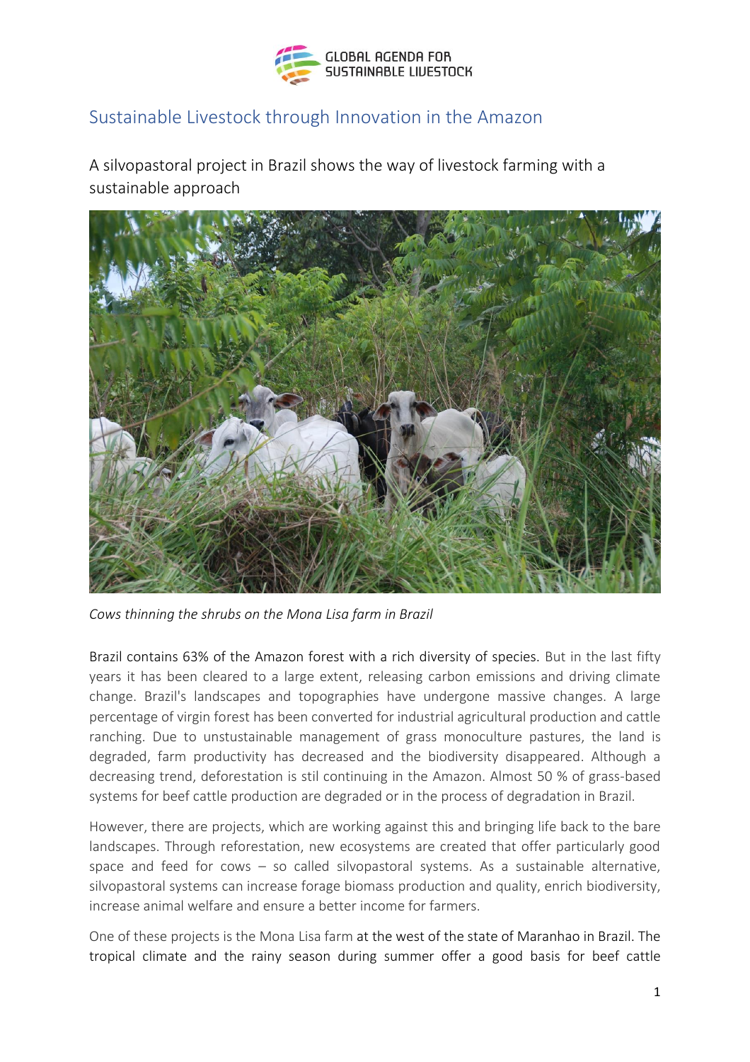GLOBAL AGENDA FOR SUSTAINABLE LIVESTOCK

# Sustainable Livestock through Innovation in the Amazon

## A silvopastoral project in Brazil shows the way of livestock farming with a sustainable approach

*Cows thinning the shrubs on the Mona Lisa farm in Brazil*

Brazil contains 63% of the Amazon forest with a rich diversity of species. But in the last fifty years it has been cleared to a large extent, releasing carbon emissions and driving climate change. Brazil's landscapes and topographies have undergone massive changes. A large percentage of virgin forest has been converted for industrial agricultural production and cattle ranching. Due to unstustainable management of grass monoculture pastures, the land is degraded, farm productivity has decreased and the biodiversity disappeared. Although a decreasing trend, deforestation is stil continuing in the Amazon. Almost 50 % of grass-based systems for beef cattle production are degraded or in the process of degradation in Brazil.

However, there are projects, which are working against this and bringing life back to the bare landscapes. Through reforestation, new ecosystems are created that offer particularly good space and feed for cows – so called silvopastoral systems. As a sustainable alternative, silvopastoral systems can increase forage biomass production and quality, enrich biodiversity, increase animal welfare and ensure a better income for farmers.

One of these projects is the Mona Lisa farm at the west of the state of Maranhao in Brazil. The tropical climate and the rainy season during summer offer a good basis for beef cattle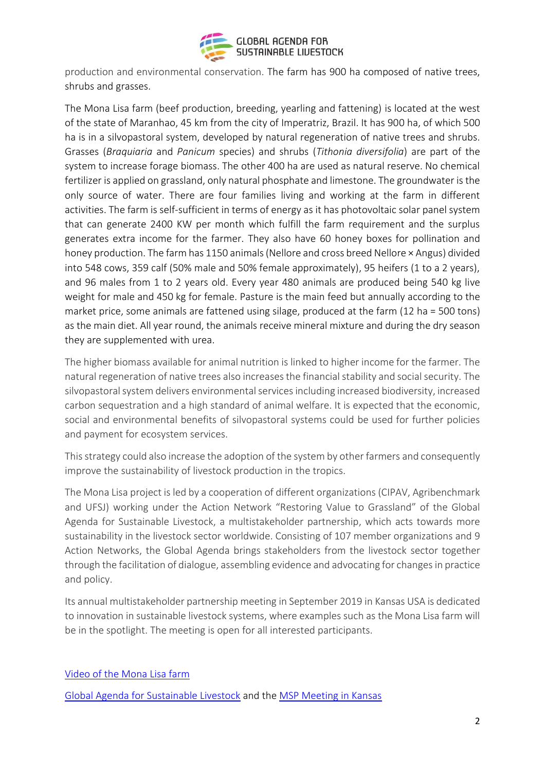production and environmental conservation. The farm has 900 ha composed of native trees, shrubs and grasses.

The Mona Lisa farm (beef production, breeding, yearling and fattening) is located at the west of the state of Maranhao, 45 km from the city of Imperatriz, Brazil. It has 900 ha, of which 500 ha is in a silvopastoral system, developed by natural regeneration of native trees and shrubs. Grasses (*Braquiaria* and *Panicum* species) and shrubs (*Tithonia diversifolia*) are part of the system to increase forage biomass. The other 400 ha are used as natural reserve. No chemical fertilizer is applied on grassland, only natural phosphate and limestone. The groundwater is the only source of water. There are four families living and working at the farm in different activities. The farm is self-sufficient in terms of energy as it has photovoltaic solar panel system that can generate 2400 KW per month which fulfill the farm requirement and the surplus generates extra income for the farmer. They also have 60 honey boxes for pollination and honey production. The farm has 1150 animals (Nellore and cross breed Nellore × Angus) divided into 548 cows, 359 calf (50% male and 50% female approximately), 95 heifers (1 to a 2 years), and 96 males from 1 to 2 years old. Every year 480 animals are produced being 540 kg live weight for male and 450 kg for female. Pasture is the main feed but annually according to the market price, some animals are fattened using silage, produced at the farm (12 ha = 500 tons) as the main diet. All year round, the animals receive mineral mixture and during the dry season they are supplemented with urea.

The higher biomass available for animal nutrition is linked to higher income for the farmer. The natural regeneration of native trees also increases the financial stability and social security. The silvopastoral system delivers environmental services including increased biodiversity, increased carbon sequestration and a high standard of animal welfare. It is expected that the economic, social and environmental benefits of silvopastoral systems could be used for further policies and payment for ecosystem services.

This strategy could also increase the adoption of the system by other farmers and consequently improve the sustainability of livestock production in the tropics.

The Mona Lisa project is led by a cooperation of different organizations (CIPAV, Agribenchmark and UFSJ) working under the Action Network "Restoring Value to Grassland" of the Global Agenda for Sustainable Livestock, a multistakeholder partnership, which acts towards more sustainability in the livestock sector worldwide. Consisting of 107 member organizations and 9 Action Networks, the Global Agenda brings stakeholders from the livestock sector together through the facilitation of dialogue, assembling evidence and advocating for changes in practice and policy.

Its annual multistakeholder partnership meeting in September 2019 in Kansas USA is dedicated to innovation in sustainable livestock systems, where examples such as the Mona Lisa farm will be in the spotlight. The meeting is open for all interested participants.

Video of the Mona Lisa farm

Global Agenda for Sustainable Livestock and the MSP Meeting in Kansas